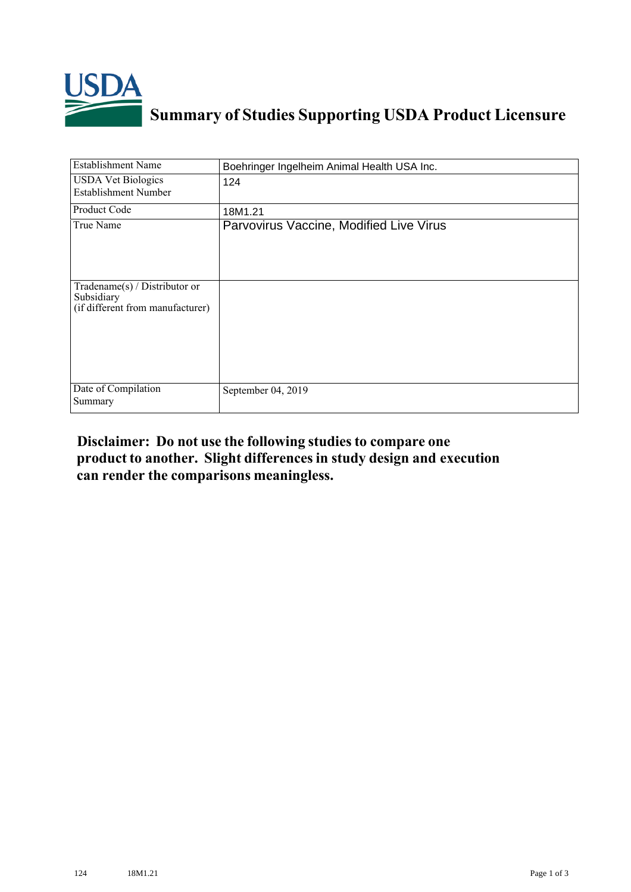# Summary of Studies Supporting USDA Product Licensure

| Establishment Name | Boehringer Ingelheim Animal Health USA Inc. |
|---|---|
| USDA Vet Biologics Establishment Number | 124 |
| Product Code | 18M1.21 |
| True Name | Parvovirus Vaccine, Modified Live Virus |
| Tradename(s) / Distributor or Subsidiary (if different from manufacturer) | |
| Date of Compilation Summary | September 04, 2019 |

**Disclaimer: Do not use the following studies to compare one product to another. Slight differences in study design and execution can render the comparisons meaningless.**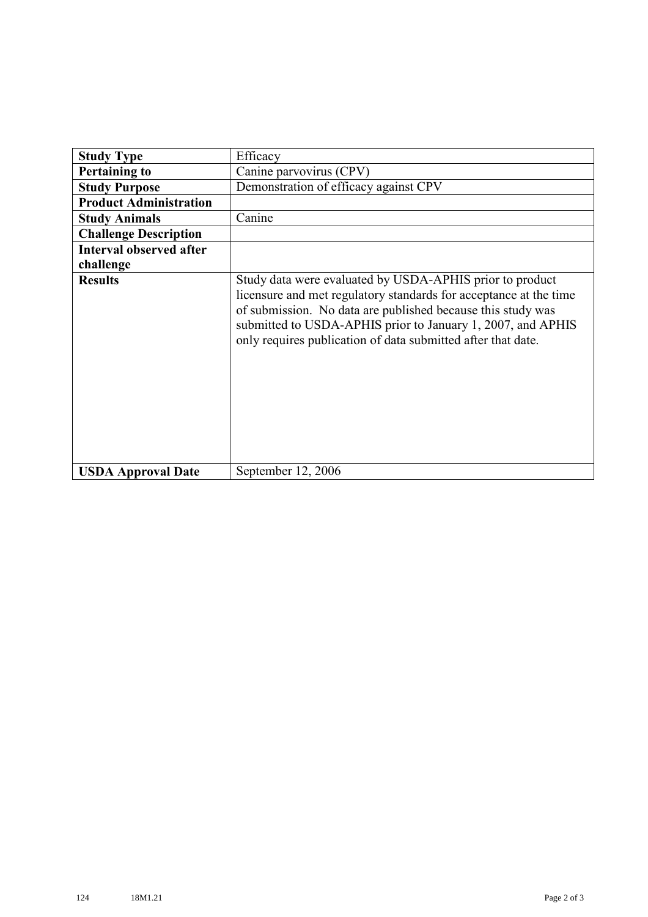| Study Type | Efficacy |
|---|---|
| **Pertaining to** | Canine parvovirus (CPV) |
| **Study Purpose** | Demonstration of efficacy against CPV |
| **Product Administration** | |
| **Study Animals** | Canine |
| **Challenge Description** | |
| **Interval observed after challenge** | |
| **Results** | Study data were evaluated by USDA-APHIS prior to product licensure and met regulatory standards for acceptance at the time of submission. No data are published because this study was submitted to USDA-APHIS prior to January 1, 2007, and APHIS only requires publication of data submitted after that date. |
| **USDA Approval Date** | September 12, 2006 |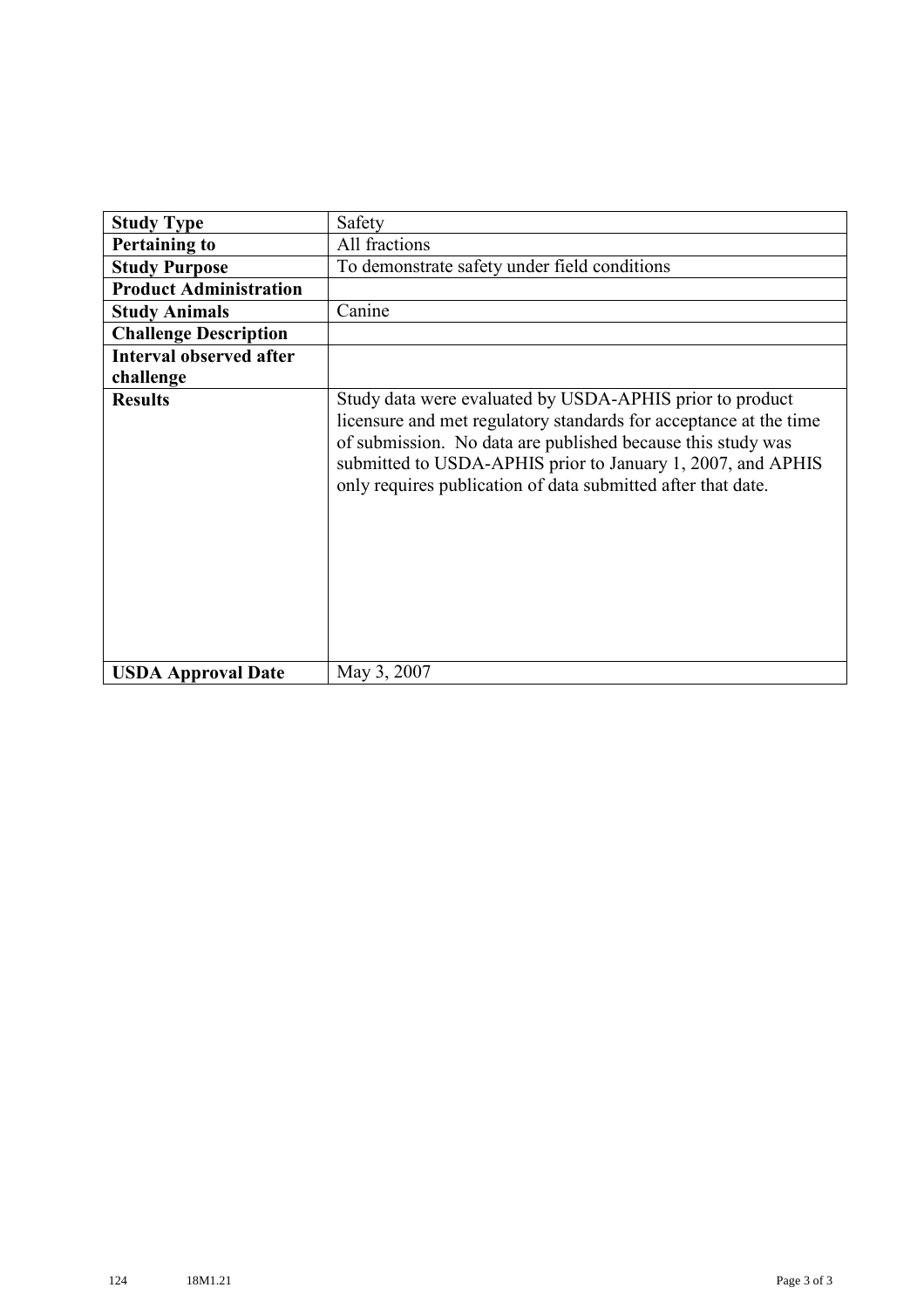| | |
|---|---|
| **Study Type** | Safety |
| **Pertaining to** | All fractions |
| **Study Purpose** | To demonstrate safety under field conditions |
| **Product Administration** | |
| **Study Animals** | Canine |
| **Challenge Description** | |
| **Interval observed after challenge** | |
| **Results** | Study data were evaluated by USDA-APHIS prior to product licensure and met regulatory standards for acceptance at the time of submission. No data are published because this study was submitted to USDA-APHIS prior to January 1, 2007, and APHIS only requires publication of data submitted after that date. |
| **USDA Approval Date** | May 3, 2007 |

124 18M1.21